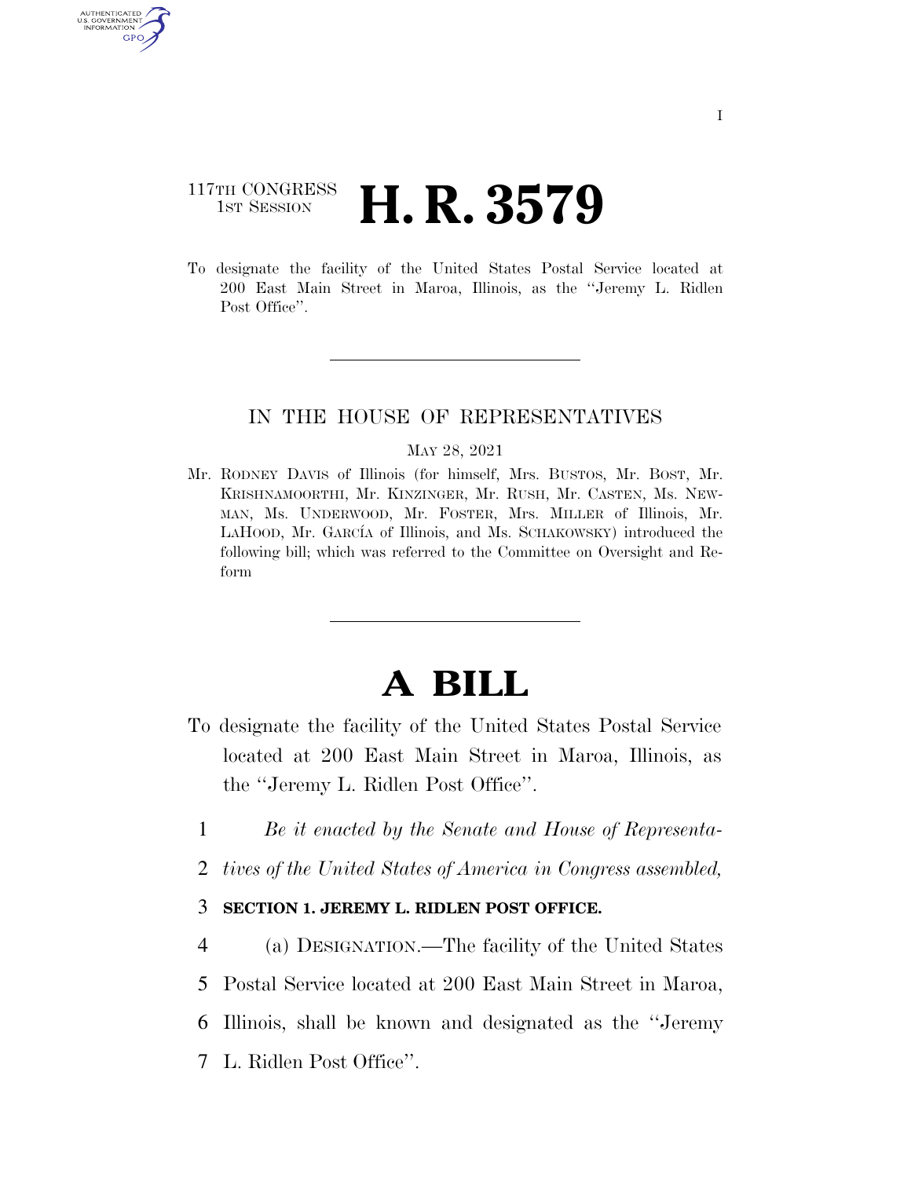117TH CONGRESS
1ST SESSION

# H. R. 3579

To designate the facility of the United States Postal Service located at 200 East Main Street in Maroa, Illinois, as the "Jeremy L. Ridlen Post Office".

IN THE HOUSE OF REPRESENTATIVES

MAY 28, 2021

Mr. RODNEY DAVIS of Illinois (for himself, Mrs. BUSTOS, Mr. BOST, Mr. KRISHNAMOORTHI, Mr. KINZINGER, Mr. RUSH, Mr. CASTEN, Ms. NEWMAN, Ms. UNDERWOOD, Mr. FOSTER, Mrs. MILLER of Illinois, Mr. LAHOOD, Mr. GARCÍA of Illinois, and Ms. SCHAKOWSKY) introduced the following bill; which was referred to the Committee on Oversight and Reform

# A BILL

To designate the facility of the United States Postal Service located at 200 East Main Street in Maroa, Illinois, as the "Jeremy L. Ridlen Post Office".

1 *Be it enacted by the Senate and House of Representa-*
2 *tives of the United States of America in Congress assembled,*

3 **SECTION 1. JEREMY L. RIDLEN POST OFFICE.**

4 (a) DESIGNATION.—The facility of the United States
5 Postal Service located at 200 East Main Street in Maroa,
6 Illinois, shall be known and designated as the "Jeremy
7 L. Ridlen Post Office".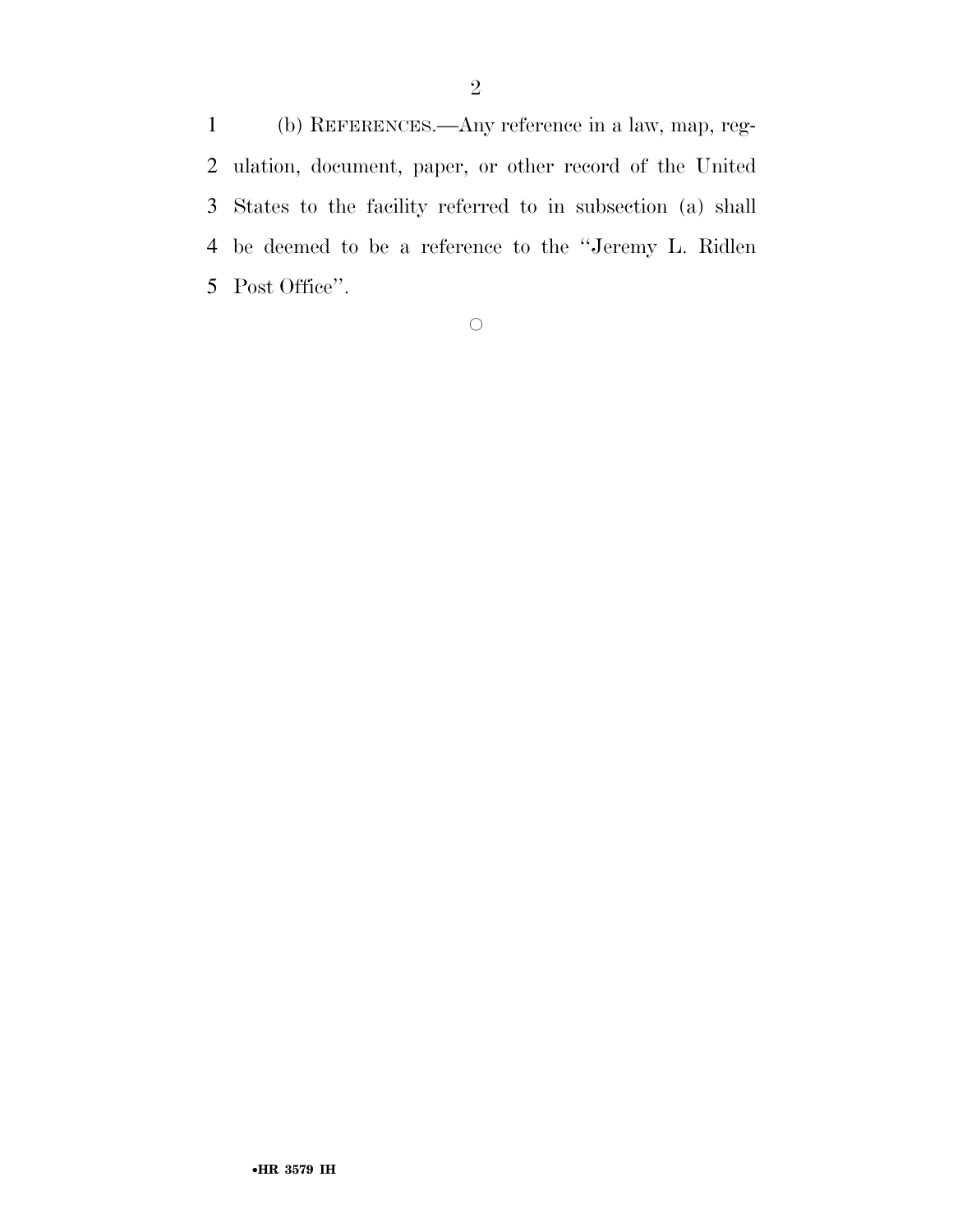(b) REFERENCES.—Any reference in a law, map, regulation, document, paper, or other record of the United States to the facility referred to in subsection (a) shall be deemed to be a reference to the "Jeremy L. Ridlen Post Office".

○